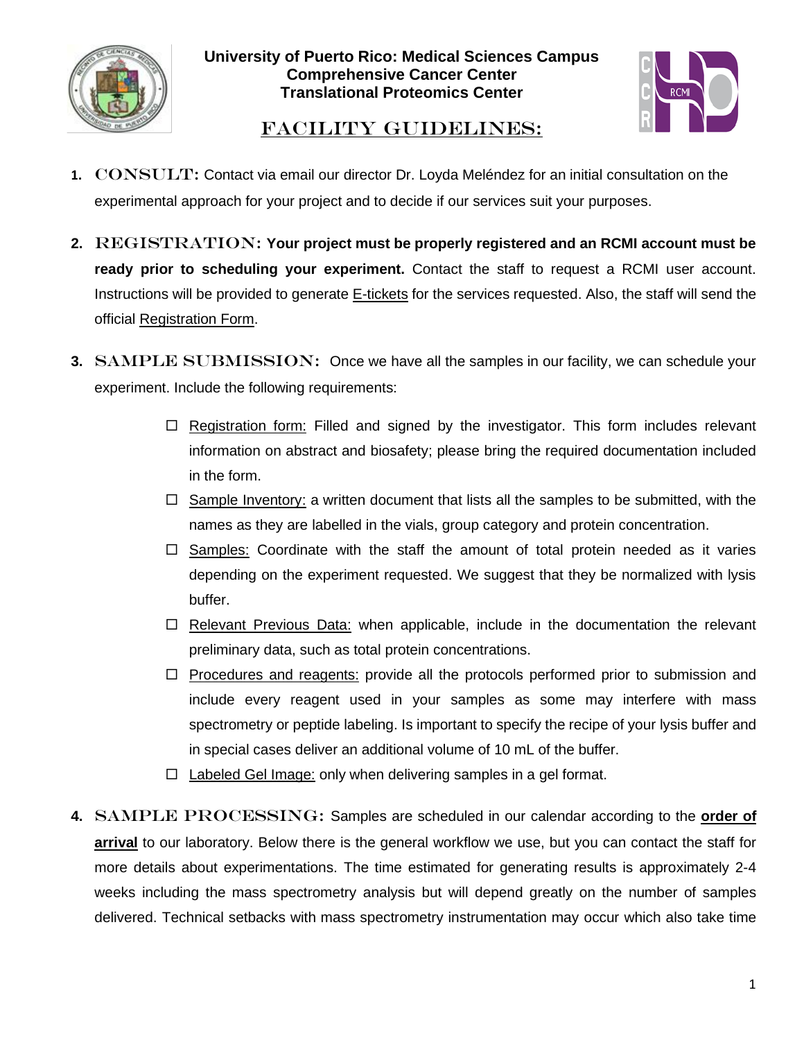**University of Puerto Rico: Medical Sciences Campus**
**Comprehensive Cancer Center**
**Translational Proteomics Center**

# FACILITY GUIDELINES:

1. **CONSULT:** Contact via email our director Dr. Loyda Meléndez for an initial consultation on the experimental approach for your project and to decide if our services suit your purposes.

2. **REGISTRATION:** **Your project must be properly registered and an RCMI account must be ready prior to scheduling your experiment.** Contact the staff to request a RCMI user account. Instructions will be provided to generate E-tickets for the services requested. Also, the staff will send the official Registration Form.

3. **SAMPLE SUBMISSION:** Once we have all the samples in our facility, we can schedule your experiment. Include the following requirements:

   - ☐ Registration form: Filled and signed by the investigator. This form includes relevant information on abstract and biosafety; please bring the required documentation included in the form.
   - ☐ Sample Inventory: a written document that lists all the samples to be submitted, with the names as they are labelled in the vials, group category and protein concentration.
   - ☐ Samples: Coordinate with the staff the amount of total protein needed as it varies depending on the experiment requested. We suggest that they be normalized with lysis buffer.
   - ☐ Relevant Previous Data: when applicable, include in the documentation the relevant preliminary data, such as total protein concentrations.
   - ☐ Procedures and reagents: provide all the protocols performed prior to submission and include every reagent used in your samples as some may interfere with mass spectrometry or peptide labeling. Is important to specify the recipe of your lysis buffer and in special cases deliver an additional volume of 10 mL of the buffer.
   - ☐ Labeled Gel Image: only when delivering samples in a gel format.

4. **SAMPLE PROCESSING:** Samples are scheduled in our calendar according to the **order of arrival** to our laboratory. Below there is the general workflow we use, but you can contact the staff for more details about experimentations. The time estimated for generating results is approximately 2-4 weeks including the mass spectrometry analysis but will depend greatly on the number of samples delivered. Technical setbacks with mass spectrometry instrumentation may occur which also take time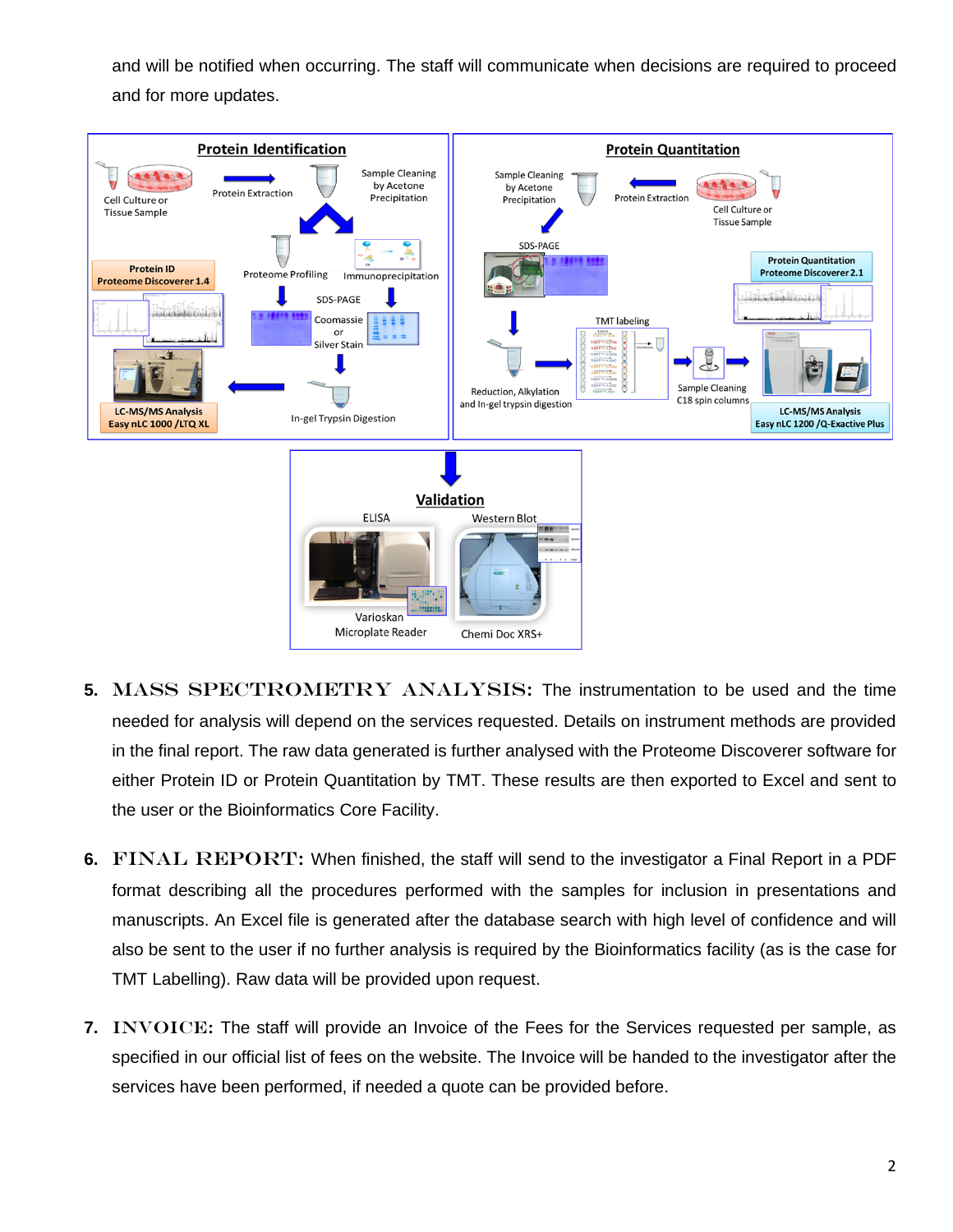and will be notified when occurring. The staff will communicate when decisions are required to proceed and for more updates.

5. **MASS SPECTROMETRY ANALYSIS:** The instrumentation to be used and the time needed for analysis will depend on the services requested. Details on instrument methods are provided in the final report. The raw data generated is further analysed with the Proteome Discoverer software for either Protein ID or Protein Quantitation by TMT. These results are then exported to Excel and sent to the user or the Bioinformatics Core Facility.

6. **FINAL REPORT:** When finished, the staff will send to the investigator a Final Report in a PDF format describing all the procedures performed with the samples for inclusion in presentations and manuscripts. An Excel file is generated after the database search with high level of confidence and will also be sent to the user if no further analysis is required by the Bioinformatics facility (as is the case for TMT Labelling). Raw data will be provided upon request.

7. **INVOICE:** The staff will provide an Invoice of the Fees for the Services requested per sample, as specified in our official list of fees on the website. The Invoice will be handed to the investigator after the services have been performed, if needed a quote can be provided before.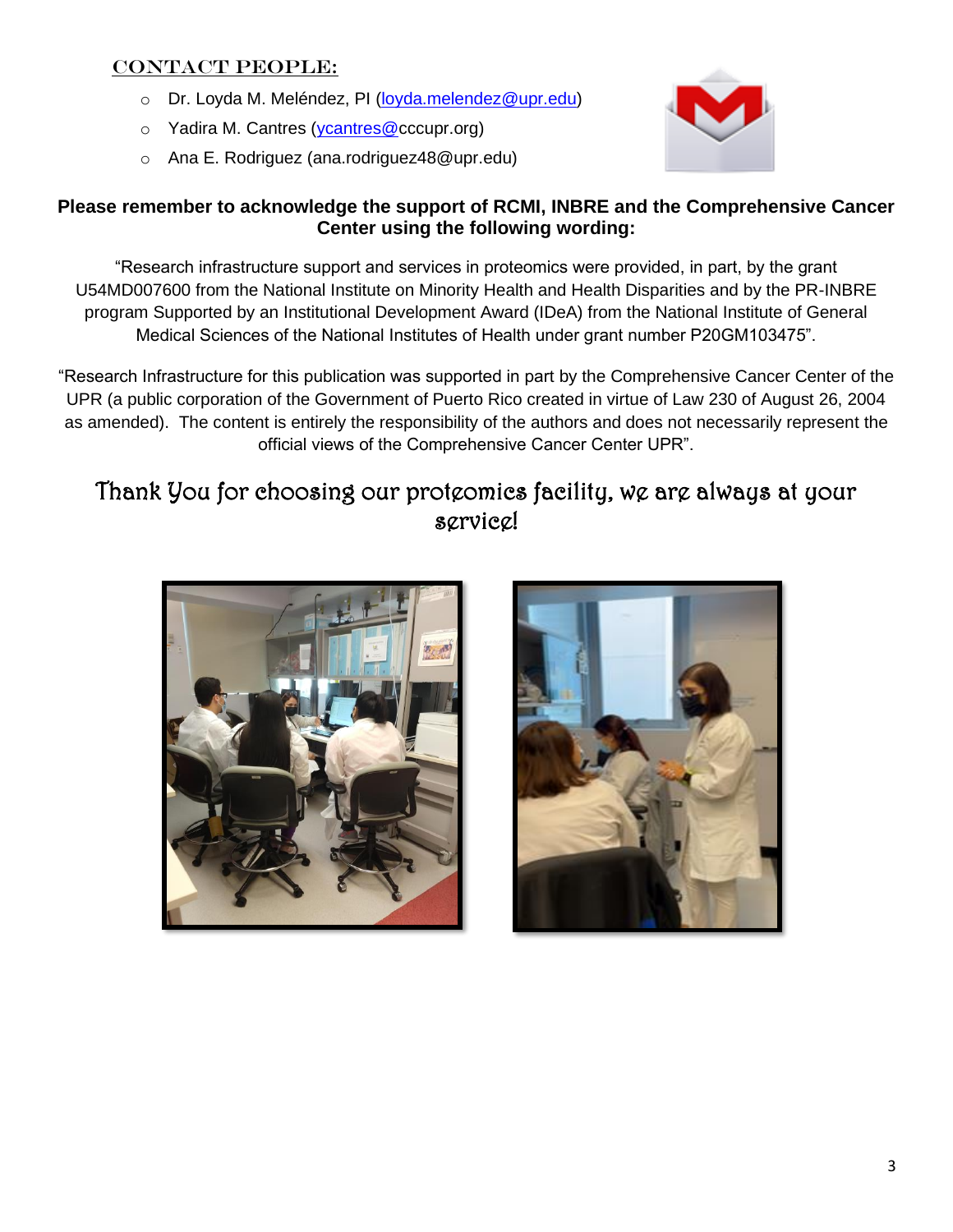## Contact People:

- Dr. Loyda M. Meléndez, PI (loyda.melendez@upr.edu)
- Yadira M. Cantres (ycantres@cccupr.org)
- Ana E. Rodriguez (ana.rodriguez48@upr.edu)

**Please remember to acknowledge the support of RCMI, INBRE and the Comprehensive Cancer Center using the following wording:**

"Research infrastructure support and services in proteomics were provided, in part, by the grant U54MD007600 from the National Institute on Minority Health and Health Disparities and by the PR-INBRE program Supported by an Institutional Development Award (IDeA) from the National Institute of General Medical Sciences of the National Institutes of Health under grant number P20GM103475".

"Research Infrastructure for this publication was supported in part by the Comprehensive Cancer Center of the UPR (a public corporation of the Government of Puerto Rico created in virtue of Law 230 of August 26, 2004 as amended). The content is entirely the responsibility of the authors and does not necessarily represent the official views of the Comprehensive Cancer Center UPR".

## Thank You for choosing our proteomics facility, we are always at your service!